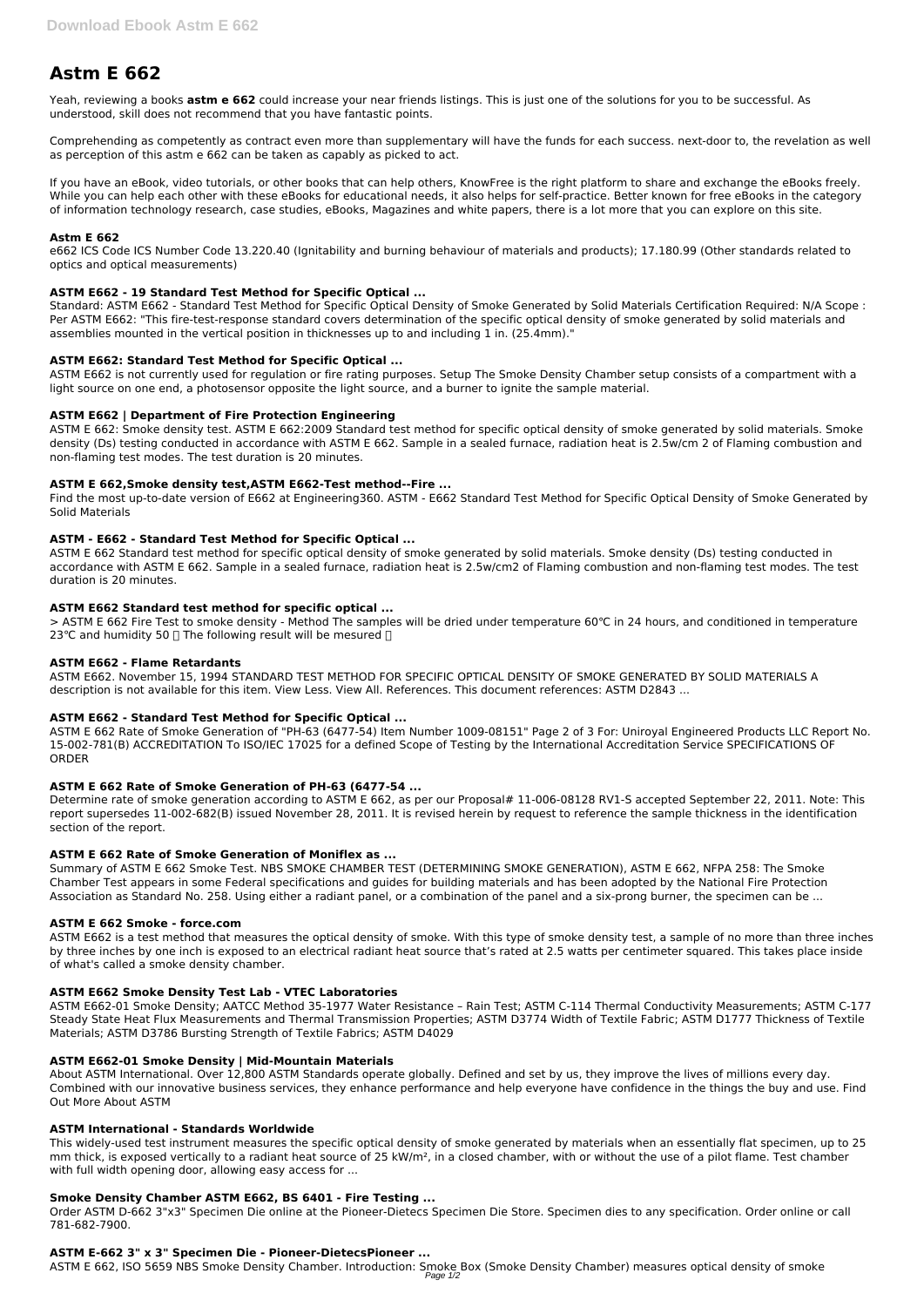# Astm E 662

Yeah, reviewing a books **astm e 662** could increase your near friends listings. This is just one of the solutions for you to be successful. As understood, skill does not recommend that you have fantastic points.

Comprehending as competently as contract even more than supplementary will have the funds for each success. next-door to, the revelation as well as perception of this astm e 662 can be taken as capably as picked to act.

If you have an eBook, video tutorials, or other books that can help others, KnowFree is the right platform to share and exchange the eBooks freely. While you can help each other with these eBooks for educational needs, it also helps for self-practice. Better known for free eBooks in the category of information technology research, case studies, eBooks, Magazines and white papers, there is a lot more that you can explore on this site.

### Astm E 662

e662 ICS Code ICS Number Code 13.220.40 (Ignitability and burning behaviour of materials and products); 17.180.99 (Other standards related to optics and optical measurements)

### ASTM E662 - 19 Standard Test Method for Specific Optical ...

Standard: ASTM E662 - Standard Test Method for Specific Optical Density of Smoke Generated by Solid Materials Certification Required: N/A Scope : Per ASTM E662: "This fire-test-response standard covers determination of the specific optical density of smoke generated by solid materials and assemblies mounted in the vertical position in thicknesses up to and including 1 in. (25.4mm)."

### ASTM E662: Standard Test Method for Specific Optical ...

ASTM E662 is not currently used for regulation or fire rating purposes. Setup The Smoke Density Chamber setup consists of a compartment with a light source on one end, a photosensor opposite the light source, and a burner to ignite the sample material.

### ASTM E662 | Department of Fire Protection Engineering

ASTM E 662: Smoke density test. ASTM E 662:2009 Standard test method for specific optical density of smoke generated by solid materials. Smoke density (Ds) testing conducted in accordance with ASTM E 662. Sample in a sealed furnace, radiation heat is 2.5w/cm 2 of Flaming combustion and non-flaming test modes. The test duration is 20 minutes.

### ASTM E 662,Smoke density test,ASTM E662-Test method--Fire ...

Find the most up-to-date version of E662 at Engineering360. ASTM - E662 Standard Test Method for Specific Optical Density of Smoke Generated by Solid Materials

### ASTM - E662 - Standard Test Method for Specific Optical ...

ASTM E 662 Standard test method for specific optical density of smoke generated by solid materials. Smoke density (Ds) testing conducted in accordance with ASTM E 662. Sample in a sealed furnace, radiation heat is 2.5w/cm2 of Flaming combustion and non-flaming test modes. The test duration is 20 minutes.

### ASTM E662 Standard test method for specific optical ...

> ASTM E 662 Fire Test to smoke density - Method The samples will be dried under temperature 60℃ in 24 hours, and conditioned in temperature 23℃ and humidity 50 ． The following result will be mesured ：

### ASTM E662 - Flame Retardants

ASTM E662. November 15, 1994 STANDARD TEST METHOD FOR SPECIFIC OPTICAL DENSITY OF SMOKE GENERATED BY SOLID MATERIALS A description is not available for this item. View Less. View All. References. This document references: ASTM D2843 ...

### ASTM E662 - Standard Test Method for Specific Optical ...

ASTM E 662 Rate of Smoke Generation of "PH-63 (6477-54) Item Number 1009-08151" Page 2 of 3 For: Uniroyal Engineered Products LLC Report No. 15-002-781(B) ACCREDITATION To ISO/IEC 17025 for a defined Scope of Testing by the International Accreditation Service SPECIFICATIONS OF ORDER

### ASTM E 662 Rate of Smoke Generation of PH-63 (6477-54 ...

Determine rate of smoke generation according to ASTM E 662, as per our Proposal# 11-006-08128 RV1-S accepted September 22, 2011. Note: This report supersedes 11-002-682(B) issued November 28, 2011. It is revised herein by request to reference the sample thickness in the identification section of the report.

### ASTM E 662 Rate of Smoke Generation of Moniflex as ...

Summary of ASTM E 662 Smoke Test. NBS SMOKE CHAMBER TEST (DETERMINING SMOKE GENERATION), ASTM E 662, NFPA 258: The Smoke Chamber Test appears in some Federal specifications and guides for building materials and has been adopted by the National Fire Protection Association as Standard No. 258. Using either a radiant panel, or a combination of the panel and a six-prong burner, the specimen can be ...

### ASTM E 662 Smoke - force.com

ASTM E662 is a test method that measures the optical density of smoke. With this type of smoke density test, a sample of no more than three inches by three inches by one inch is exposed to an electrical radiant heat source that's rated at 2.5 watts per centimeter squared. This takes place inside of what's called a smoke density chamber.

### ASTM E662 Smoke Density Test Lab - VTEC Laboratories

ASTM E662-01 Smoke Density; AATCC Method 35-1977 Water Resistance – Rain Test; ASTM C-114 Thermal Conductivity Measurements; ASTM C-177 Steady State Heat Flux Measurements and Thermal Transmission Properties; ASTM D3774 Width of Textile Fabric; ASTM D1777 Thickness of Textile Materials; ASTM D3786 Bursting Strength of Textile Fabrics; ASTM D4029

### ASTM E662-01 Smoke Density | Mid-Mountain Materials

About ASTM International. Over 12,800 ASTM Standards operate globally. Defined and set by us, they improve the lives of millions every day. Combined with our innovative business services, they enhance performance and help everyone have confidence in the things the buy and use. Find Out More About ASTM

### ASTM International - Standards Worldwide

This widely-used test instrument measures the specific optical density of smoke generated by materials when an essentially flat specimen, up to 25 mm thick, is exposed vertically to a radiant heat source of 25 kW/m², in a closed chamber, with or without the use of a pilot flame. Test chamber with full width opening door, allowing easy access for ...

### Smoke Density Chamber ASTM E662, BS 6401 - Fire Testing ...

Order ASTM D-662 3"x3" Specimen Die online at the Pioneer-Dietecs Specimen Die Store. Specimen dies to any specification. Order online or call 781-682-7900.

### ASTM E-662 3" x 3" Specimen Die - Pioneer-DietecsPioneer ...

ASTM E 662, ISO 5659 NBS Smoke Density Chamber. Introduction: Smoke Box (Smoke Density Chamber) measures optical density of smoke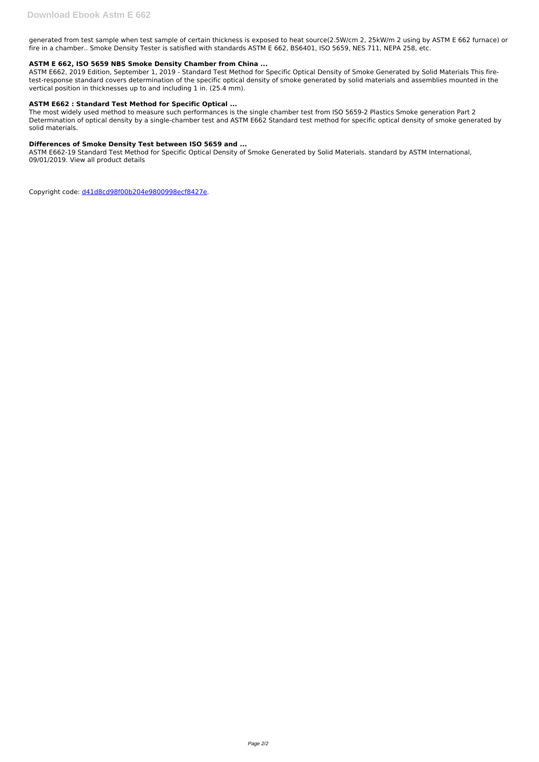generated from test sample when test sample of certain thickness is exposed to heat source(2.5W/cm 2, 25kW/m 2 using by ASTM E 662 furnace) or fire in a chamber.. Smoke Density Tester is satisfied with standards ASTM E 662, BS6401, ISO 5659, NES 711, NEPA 258, etc.

### ASTM E 662, ISO 5659 NBS Smoke Density Chamber from China ...

ASTM E662, 2019 Edition, September 1, 2019 - Standard Test Method for Specific Optical Density of Smoke Generated by Solid Materials This fire-test-response standard covers determination of the specific optical density of smoke generated by solid materials and assemblies mounted in the vertical position in thicknesses up to and including 1 in. (25.4 mm).

### ASTM E662 : Standard Test Method for Specific Optical ...

The most widely used method to measure such performances is the single chamber test from ISO 5659-2 Plastics Smoke generation Part 2 Determination of optical density by a single-chamber test and ASTM E662 Standard test method for specific optical density of smoke generated by solid materials.

### Differences of Smoke Density Test between ISO 5659 and ...

ASTM E662-19 Standard Test Method for Specific Optical Density of Smoke Generated by Solid Materials. standard by ASTM International, 09/01/2019. View all product details

Copyright code: d41d8cd98f00b204e9800998ecf8427e.